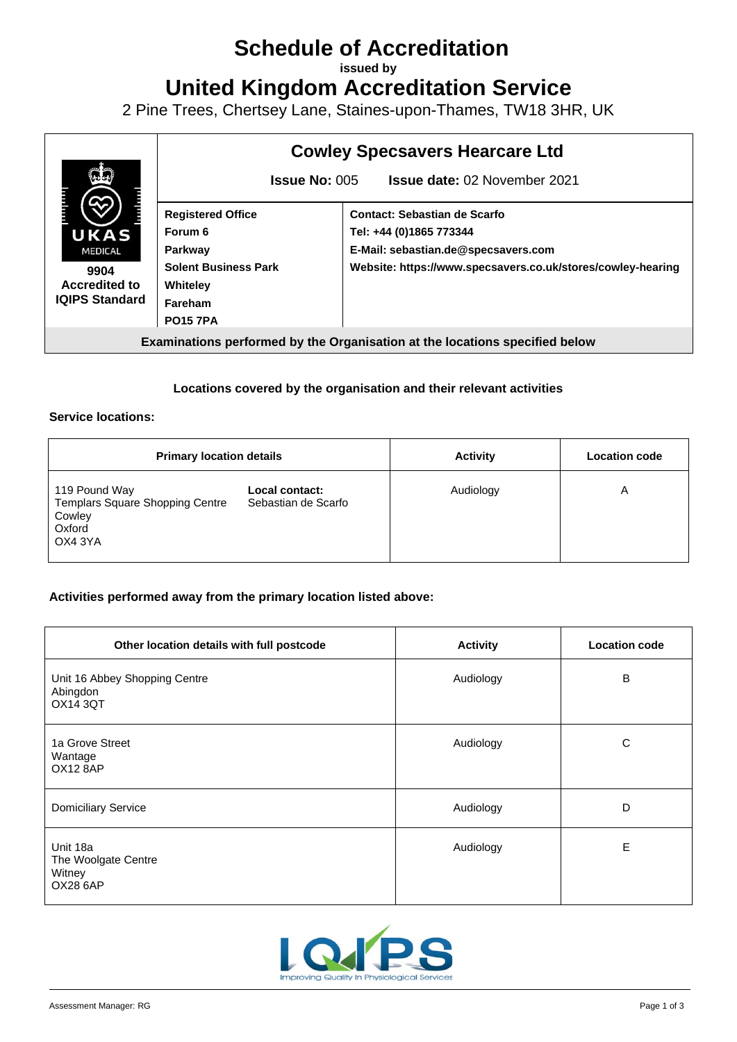# Schedule of Accreditation

issued by

# United Kingdom Accreditation Service

2 Pine Trees, Chertsey Lane, Staines-upon-Thames, TW18 3HR, UK

**9904**
**Accredited to IQIPS Standard**

## Cowley Specsavers Hearcare Ltd

**Issue No:** 005 **Issue date:** 02 November 2021

| **Registered Office** | **Contact: Sebastian de Scarfo** |
|---|---|
| **Forum 6** | **Tel: +44 (0)1865 773344** |
| **Parkway** | **E-Mail: sebastian.de@specsavers.com** |
| **Solent Business Park** | **Website: https://www.specsavers.co.uk/stores/cowley-hearing** |
| **Whiteley** | |
| **Fareham** | |
| **PO15 7PA** | |

**Examinations performed by the Organisation at the locations specified below**

### Locations covered by the organisation and their relevant activities

**Service locations:**

| Primary location details | | Activity | Location code |
|---|---|---|---|
| 119 Pound Way<br>Templars Square Shopping Centre<br>Cowley<br>Oxford<br>OX4 3YA | **Local contact:**<br>Sebastian de Scarfo | Audiology | A |

**Activities performed away from the primary location listed above:**

| Other location details with full postcode | Activity | Location code |
|---|---|---|
| Unit 16 Abbey Shopping Centre<br>Abingdon<br>OX14 3QT | Audiology | B |
| 1a Grove Street<br>Wantage<br>OX12 8AP | Audiology | C |
| Domiciliary Service | Audiology | D |
| Unit 18a<br>The Woolgate Centre<br>Witney<br>OX28 6AP | Audiology | E |

IQIPS — Improving Quality In Physiological Services

Assessment Manager: RG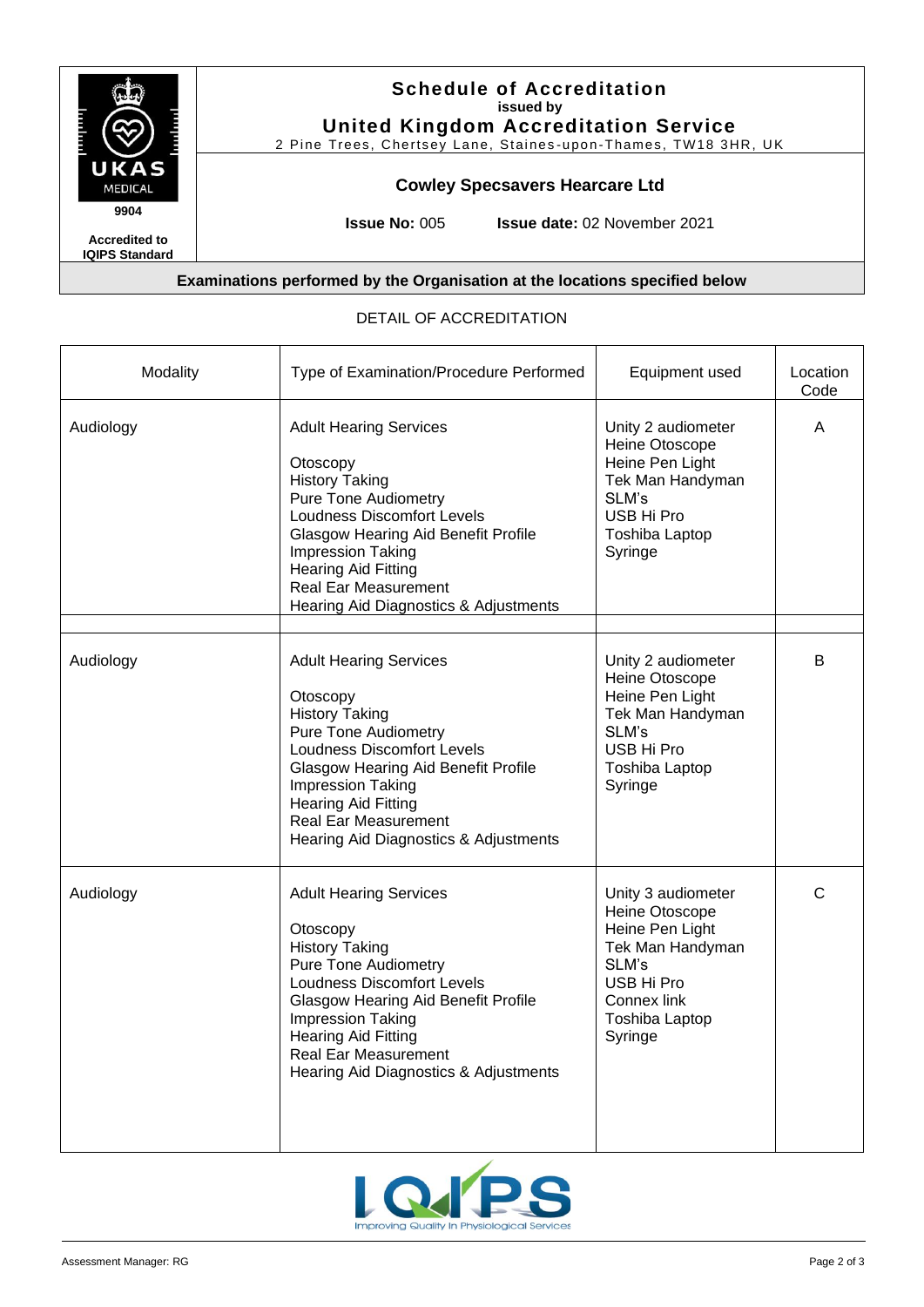**Schedule of Accreditation**
issued by
**United Kingdom Accreditation Service**
2 Pine Trees, Chertsey Lane, Staines-upon-Thames, TW18 3HR, UK

UKAS MEDICAL 9904

Accredited to IQIPS Standard

**Cowley Specsavers Hearcare Ltd**

**Issue No:** 005 **Issue date:** 02 November 2021

**Examinations performed by the Organisation at the locations specified below**

DETAIL OF ACCREDITATION

| Modality | Type of Examination/Procedure Performed | Equipment used | Location Code |
|---|---|---|---|
| Audiology | Adult Hearing Services<br><br>Otoscopy<br>History Taking<br>Pure Tone Audiometry<br>Loudness Discomfort Levels<br>Glasgow Hearing Aid Benefit Profile<br>Impression Taking<br>Hearing Aid Fitting<br>Real Ear Measurement<br>Hearing Aid Diagnostics & Adjustments | Unity 2 audiometer<br>Heine Otoscope<br>Heine Pen Light<br>Tek Man Handyman<br>SLM's<br>USB Hi Pro<br>Toshiba Laptop<br>Syringe | A |
| | | | |
| Audiology | Adult Hearing Services<br><br>Otoscopy<br>History Taking<br>Pure Tone Audiometry<br>Loudness Discomfort Levels<br>Glasgow Hearing Aid Benefit Profile<br>Impression Taking<br>Hearing Aid Fitting<br>Real Ear Measurement<br>Hearing Aid Diagnostics & Adjustments | Unity 2 audiometer<br>Heine Otoscope<br>Heine Pen Light<br>Tek Man Handyman<br>SLM's<br>USB Hi Pro<br>Toshiba Laptop<br>Syringe | B |
| Audiology | Adult Hearing Services<br><br>Otoscopy<br>History Taking<br>Pure Tone Audiometry<br>Loudness Discomfort Levels<br>Glasgow Hearing Aid Benefit Profile<br>Impression Taking<br>Hearing Aid Fitting<br>Real Ear Measurement<br>Hearing Aid Diagnostics & Adjustments | Unity 3 audiometer<br>Heine Otoscope<br>Heine Pen Light<br>Tek Man Handyman<br>SLM's<br>USB Hi Pro<br>Connex link<br>Toshiba Laptop<br>Syringe | C |

IQIPS Improving Quality In Physiological Services

Assessment Manager: RG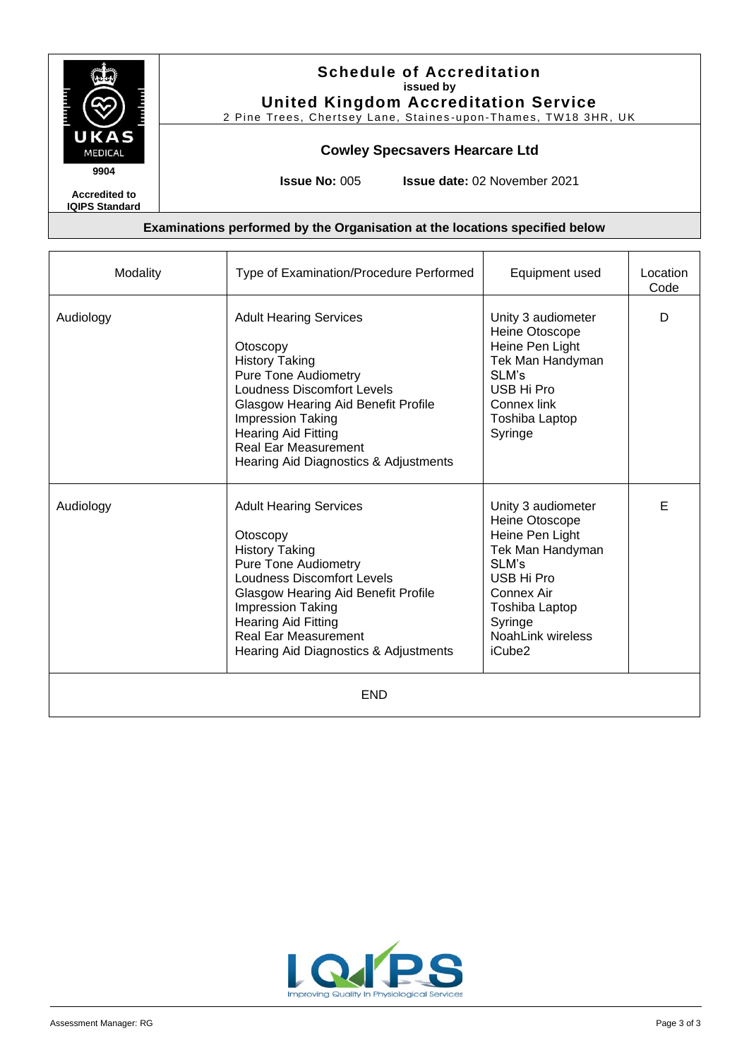**UKAS MEDICAL**

**9904**

**Accredited to IQIPS Standard**

# Schedule of Accreditation

**issued by**

## United Kingdom Accreditation Service

2 Pine Trees, Chertsey Lane, Staines-upon-Thames, TW18 3HR, UK

### Cowley Specsavers Hearcare Ltd

**Issue No:** 005 **Issue date:** 02 November 2021

**Examinations performed by the Organisation at the locations specified below**

| Modality | Type of Examination/Procedure Performed | Equipment used | Location Code |
|---|---|---|---|
| Audiology | Adult Hearing Services<br><br>Otoscopy<br>History Taking<br>Pure Tone Audiometry<br>Loudness Discomfort Levels<br>Glasgow Hearing Aid Benefit Profile<br>Impression Taking<br>Hearing Aid Fitting<br>Real Ear Measurement<br>Hearing Aid Diagnostics & Adjustments | Unity 3 audiometer<br>Heine Otoscope<br>Heine Pen Light<br>Tek Man Handyman SLM's<br>USB Hi Pro<br>Connex link<br>Toshiba Laptop<br>Syringe | D |
| Audiology | Adult Hearing Services<br><br>Otoscopy<br>History Taking<br>Pure Tone Audiometry<br>Loudness Discomfort Levels<br>Glasgow Hearing Aid Benefit Profile<br>Impression Taking<br>Hearing Aid Fitting<br>Real Ear Measurement<br>Hearing Aid Diagnostics & Adjustments | Unity 3 audiometer<br>Heine Otoscope<br>Heine Pen Light<br>Tek Man Handyman SLM's<br>USB Hi Pro<br>Connex Air<br>Toshiba Laptop<br>Syringe<br>NoahLink wireless<br>iCube2 | E |
| END | | | |

IQIPS Improving Quality In Physiological Services

Assessment Manager: RG